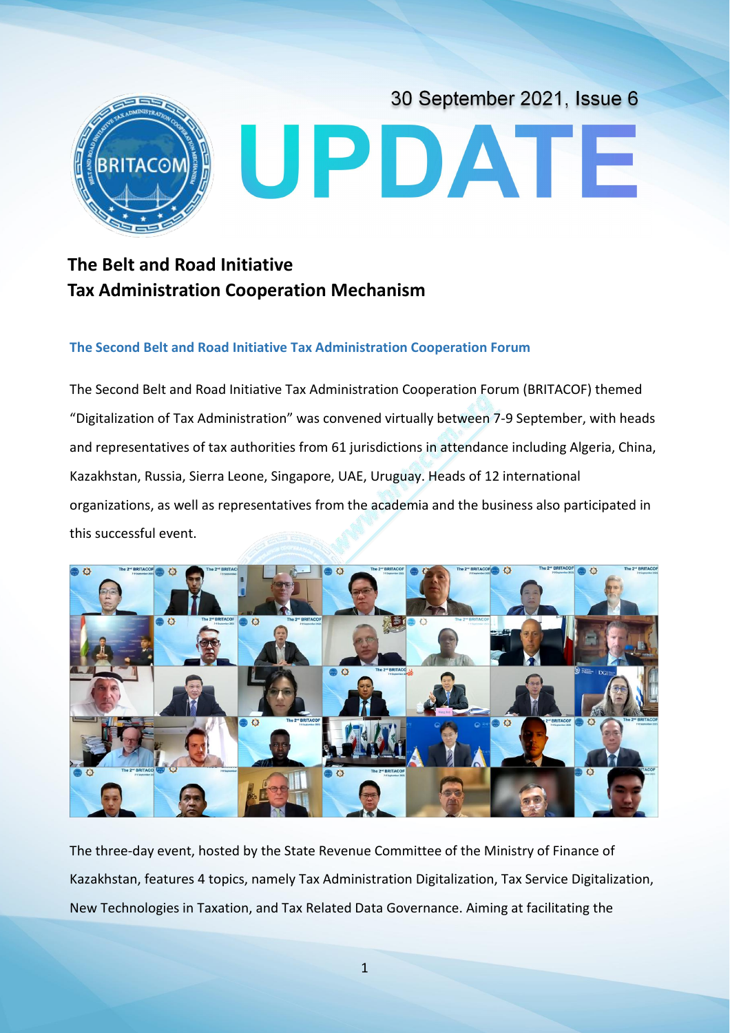30 September 2021, Issue 6

# UPDATE

## The Belt and Road Initiative Tax Administration Cooperation Mechanism

### The Second Belt and Road Initiative Tax Administration Cooperation Forum

The Second Belt and Road Initiative Tax Administration Cooperation Forum (BRITACOF) themed "Digitalization of Tax Administration" was convened virtually between 7-9 September, with heads and representatives of tax authorities from 61 jurisdictions in attendance including Algeria, China, Kazakhstan, Russia, Sierra Leone, Singapore, UAE, Uruguay. Heads of 12 international organizations, as well as representatives from the academia and the business also participated in this successful event.

The three-day event, hosted by the State Revenue Committee of the Ministry of Finance of Kazakhstan, features 4 topics, namely Tax Administration Digitalization, Tax Service Digitalization, New Technologies in Taxation, and Tax Related Data Governance. Aiming at facilitating the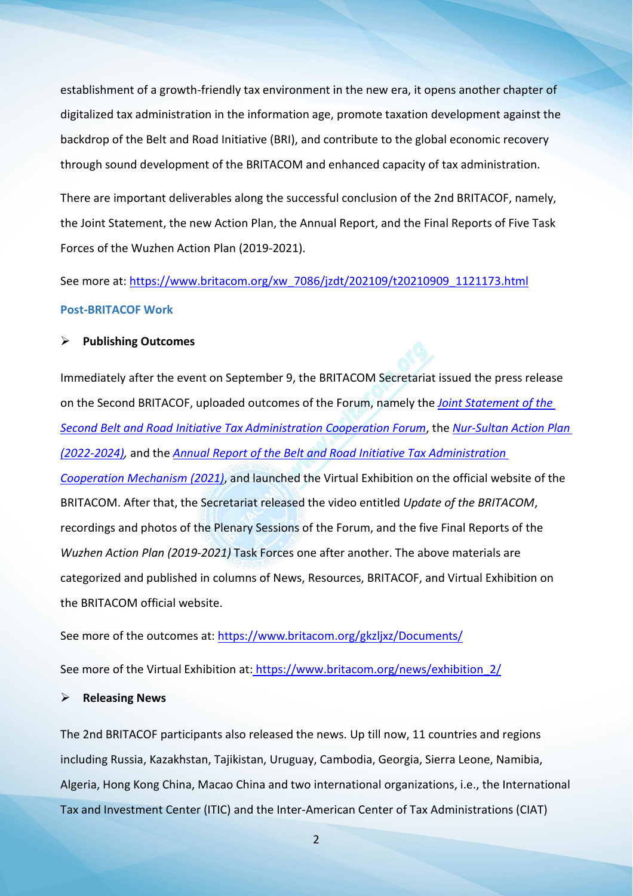establishment of a growth-friendly tax environment in the new era, it opens another chapter of digitalized tax administration in the information age, promote taxation development against the backdrop of the Belt and Road Initiative (BRI), and contribute to the global economic recovery through sound development of the BRITACOM and enhanced capacity of tax administration.

There are important deliverables along the successful conclusion of the 2nd BRITACOF, namely, the Joint Statement, the new Action Plan, the Annual Report, and the Final Reports of Five Task Forces of the Wuzhen Action Plan (2019-2021).

See more at: https://www.britacom.org/xw_7086/jzdt/202109/t20210909_1121173.html

### Post-BRITACOF Work

- **Publishing Outcomes**

Immediately after the event on September 9, the BRITACOM Secretariat issued the press release on the Second BRITACOF, uploaded outcomes of the Forum, namely the *Joint Statement of the Second Belt and Road Initiative Tax Administration Cooperation Forum*, the *Nur-Sultan Action Plan (2022-2024)*, and the *Annual Report of the Belt and Road Initiative Tax Administration Cooperation Mechanism (2021)*, and launched the Virtual Exhibition on the official website of the BRITACOM. After that, the Secretariat released the video entitled *Update of the BRITACOM*, recordings and photos of the Plenary Sessions of the Forum, and the five Final Reports of the *Wuzhen Action Plan (2019-2021)* Task Forces one after another. The above materials are categorized and published in columns of News, Resources, BRITACOF, and Virtual Exhibition on the BRITACOM official website.

See more of the outcomes at: https://www.britacom.org/gkzljxz/Documents/

See more of the Virtual Exhibition at: https://www.britacom.org/news/exhibition_2/

- **Releasing News**

The 2nd BRITACOF participants also released the news. Up till now, 11 countries and regions including Russia, Kazakhstan, Tajikistan, Uruguay, Cambodia, Georgia, Sierra Leone, Namibia, Algeria, Hong Kong China, Macao China and two international organizations, i.e., the International Tax and Investment Center (ITIC) and the Inter-American Center of Tax Administrations (CIAT)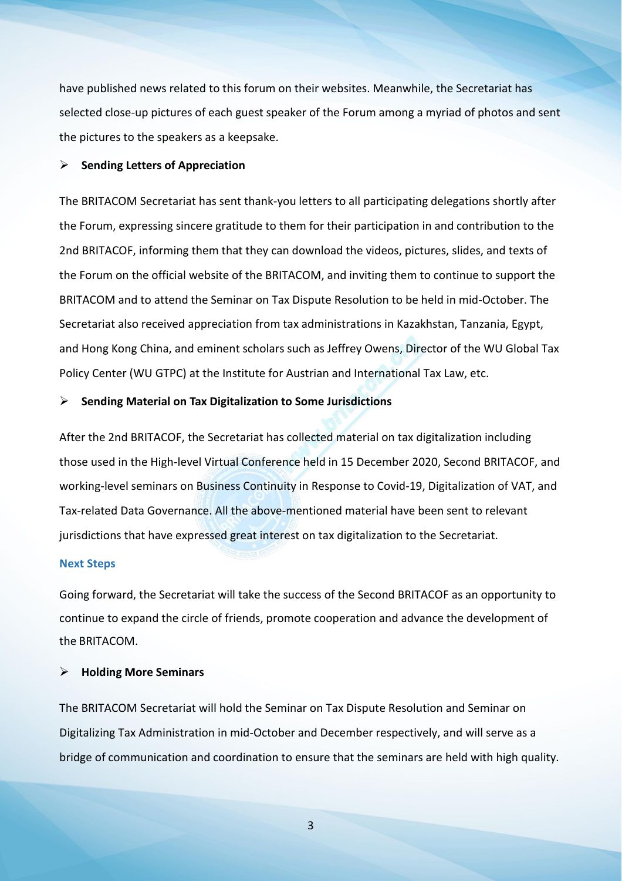have published news related to this forum on their websites. Meanwhile, the Secretariat has selected close-up pictures of each guest speaker of the Forum among a myriad of photos and sent the pictures to the speakers as a keepsake.

- **Sending Letters of Appreciation**

The BRITACOM Secretariat has sent thank-you letters to all participating delegations shortly after the Forum, expressing sincere gratitude to them for their participation in and contribution to the 2nd BRITACOF, informing them that they can download the videos, pictures, slides, and texts of the Forum on the official website of the BRITACOM, and inviting them to continue to support the BRITACOM and to attend the Seminar on Tax Dispute Resolution to be held in mid-October. The Secretariat also received appreciation from tax administrations in Kazakhstan, Tanzania, Egypt, and Hong Kong China, and eminent scholars such as Jeffrey Owens, Director of the WU Global Tax Policy Center (WU GTPC) at the Institute for Austrian and International Tax Law, etc.

- **Sending Material on Tax Digitalization to Some Jurisdictions**

After the 2nd BRITACOF, the Secretariat has collected material on tax digitalization including those used in the High-level Virtual Conference held in 15 December 2020, Second BRITACOF, and working-level seminars on Business Continuity in Response to Covid-19, Digitalization of VAT, and Tax-related Data Governance. All the above-mentioned material have been sent to relevant jurisdictions that have expressed great interest on tax digitalization to the Secretariat.

## Next Steps

Going forward, the Secretariat will take the success of the Second BRITACOF as an opportunity to continue to expand the circle of friends, promote cooperation and advance the development of the BRITACOM.

- **Holding More Seminars**

The BRITACOM Secretariat will hold the Seminar on Tax Dispute Resolution and Seminar on Digitalizing Tax Administration in mid-October and December respectively, and will serve as a bridge of communication and coordination to ensure that the seminars are held with high quality.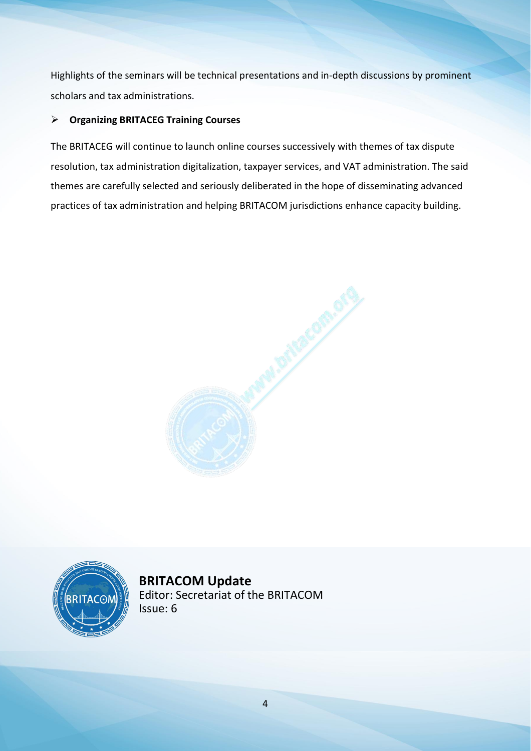Highlights of the seminars will be technical presentations and in-depth discussions by prominent scholars and tax administrations.

- **Organizing BRITACEG Training Courses**

The BRITACEG will continue to launch online courses successively with themes of tax dispute resolution, tax administration digitalization, taxpayer services, and VAT administration. The said themes are carefully selected and seriously deliberated in the hope of disseminating advanced practices of tax administration and helping BRITACOM jurisdictions enhance capacity building.

**BRITACOM Update**
Editor: Secretariat of the BRITACOM
Issue: 6